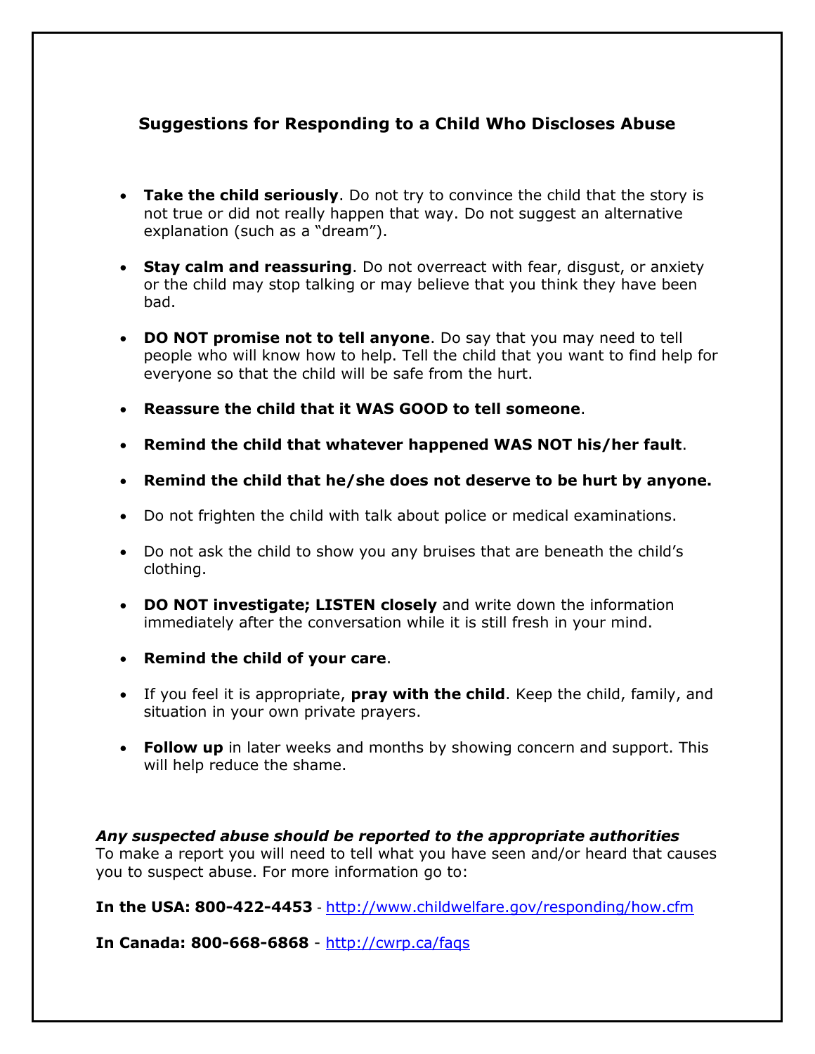## Suggestions for Responding to a Child Who Discloses Abuse

- **Take the child seriously**. Do not try to convince the child that the story is not true or did not really happen that way. Do not suggest an alternative explanation (such as a "dream").
- **Stay calm and reassuring**. Do not overreact with fear, disgust, or anxiety or the child may stop talking or may believe that you think they have been bad.
- **DO NOT promise not to tell anyone**. Do say that you may need to tell people who will know how to help. Tell the child that you want to find help for everyone so that the child will be safe from the hurt.
- **Reassure the child that it WAS GOOD to tell someone**.
- **Remind the child that whatever happened WAS NOT his/her fault**.
- **Remind the child that he/she does not deserve to be hurt by anyone.**
- Do not frighten the child with talk about police or medical examinations.
- Do not ask the child to show you any bruises that are beneath the child's clothing.
- **DO NOT investigate; LISTEN closely** and write down the information immediately after the conversation while it is still fresh in your mind.
- **Remind the child of your care**.
- If you feel it is appropriate, **pray with the child**. Keep the child, family, and situation in your own private prayers.
- **Follow up** in later weeks and months by showing concern and support. This will help reduce the shame.

***Any suspected abuse should be reported to the appropriate authorities***
To make a report you will need to tell what you have seen and/or heard that causes you to suspect abuse. For more information go to:

**In the USA: 800-422-4453** - http://www.childwelfare.gov/responding/how.cfm

**In Canada: 800-668-6868** - http://cwrp.ca/faqs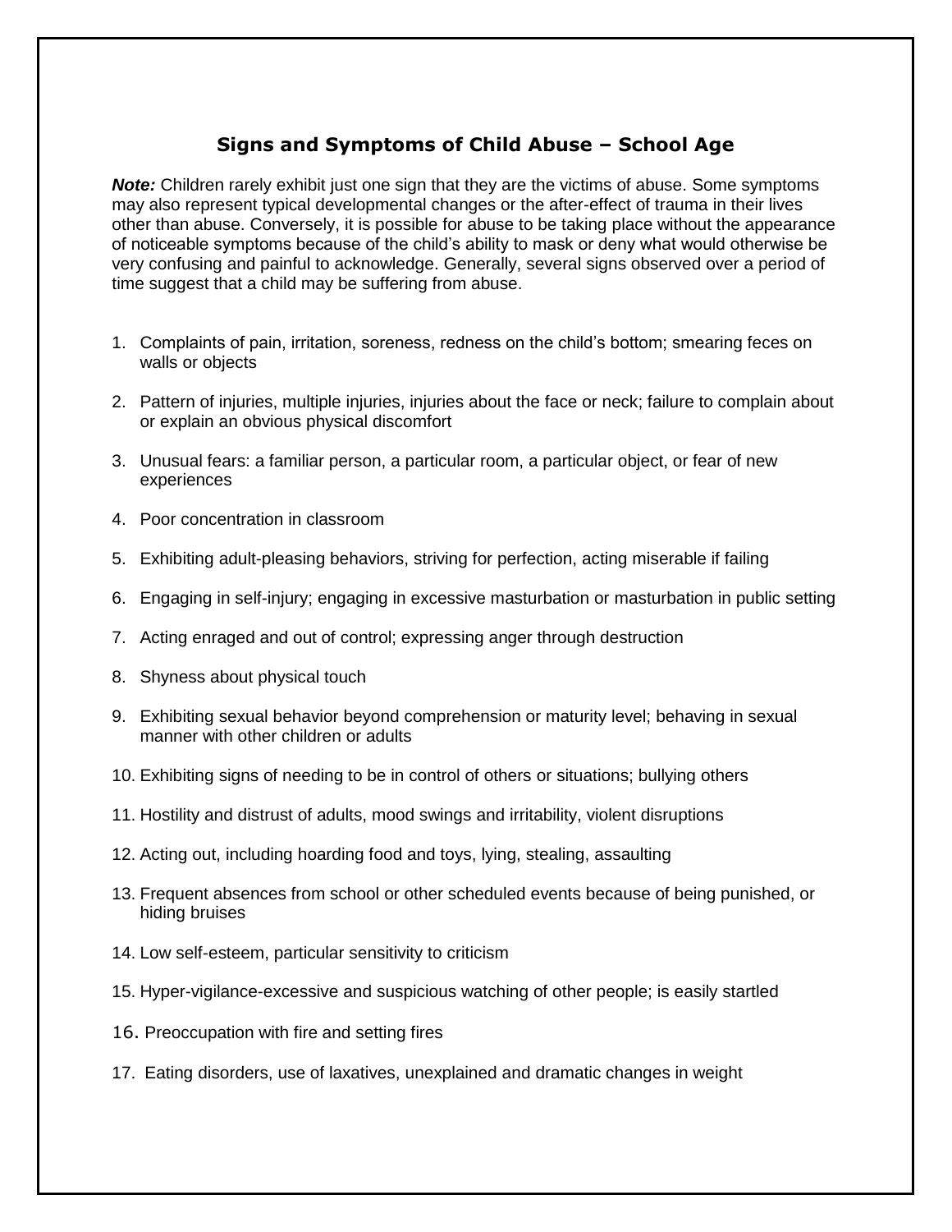## Signs and Symptoms of Child Abuse – School Age

***Note:*** Children rarely exhibit just one sign that they are the victims of abuse. Some symptoms may also represent typical developmental changes or the after-effect of trauma in their lives other than abuse. Conversely, it is possible for abuse to be taking place without the appearance of noticeable symptoms because of the child's ability to mask or deny what would otherwise be very confusing and painful to acknowledge. Generally, several signs observed over a period of time suggest that a child may be suffering from abuse.

1. Complaints of pain, irritation, soreness, redness on the child's bottom; smearing feces on walls or objects
2. Pattern of injuries, multiple injuries, injuries about the face or neck; failure to complain about or explain an obvious physical discomfort
3. Unusual fears: a familiar person, a particular room, a particular object, or fear of new experiences
4. Poor concentration in classroom
5. Exhibiting adult-pleasing behaviors, striving for perfection, acting miserable if failing
6. Engaging in self-injury; engaging in excessive masturbation or masturbation in public setting
7. Acting enraged and out of control; expressing anger through destruction
8. Shyness about physical touch
9. Exhibiting sexual behavior beyond comprehension or maturity level; behaving in sexual manner with other children or adults
10. Exhibiting signs of needing to be in control of others or situations; bullying others
11. Hostility and distrust of adults, mood swings and irritability, violent disruptions
12. Acting out, including hoarding food and toys, lying, stealing, assaulting
13. Frequent absences from school or other scheduled events because of being punished, or hiding bruises
14. Low self-esteem, particular sensitivity to criticism
15. Hyper-vigilance-excessive and suspicious watching of other people; is easily startled
16. Preoccupation with fire and setting fires
17. Eating disorders, use of laxatives, unexplained and dramatic changes in weight